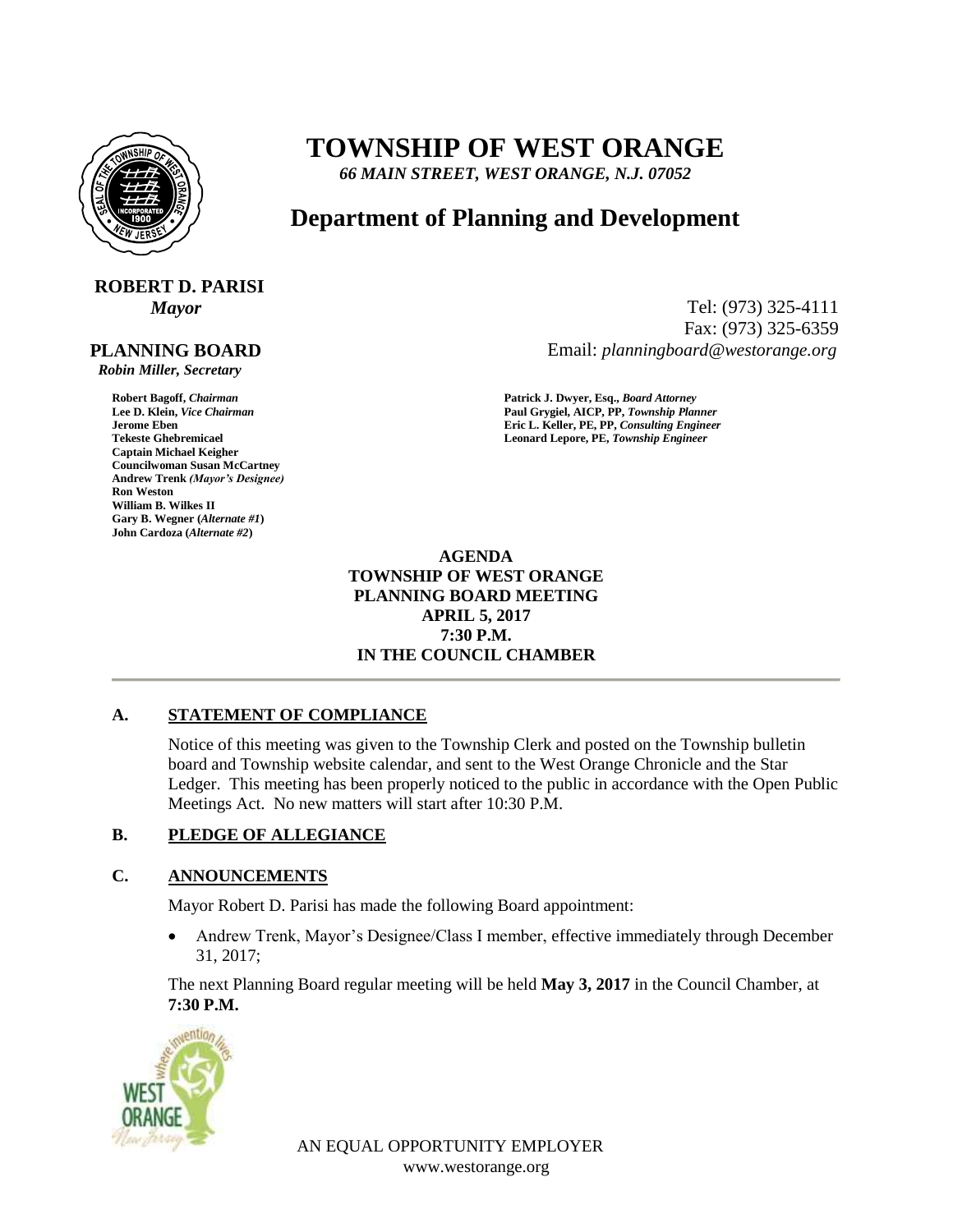# TOWNSHIP OF WEST ORANGE

*66 MAIN STREET, WEST ORANGE, N.J. 07052*

## Department of Planning and Development

**ROBERT D. PARISI**
*Mayor*

Tel: (973) 325-4111
Fax: (973) 325-6359
Email: *planningboard@westorange.org*

**PLANNING BOARD**
*Robin Miller, Secretary*

**Robert Bagoff,** ***Chairman***
**Lee D. Klein,** ***Vice Chairman***
**Jerome Eben**
**Tekeste Ghebremicael**
**Captain Michael Keigher**
**Councilwoman Susan McCartney**
**Andrew Trenk** ***(Mayor's Designee)***
**Ron Weston**
**William B. Wilkes II**
**Gary B. Wegner (*****Alternate #1*****)**
**John Cardoza (*****Alternate #2*****)**

**Patrick J. Dwyer, Esq.,** ***Board Attorney***
**Paul Grygiel, AICP, PP,** ***Township Planner***
**Eric L. Keller, PE, PP,** ***Consulting Engineer***
**Leonard Lepore, PE,** ***Township Engineer***

**AGENDA**
**TOWNSHIP OF WEST ORANGE**
**PLANNING BOARD MEETING**
**APRIL 5, 2017**
**7:30 P.M.**
**IN THE COUNCIL CHAMBER**

---

### A. STATEMENT OF COMPLIANCE

Notice of this meeting was given to the Township Clerk and posted on the Township bulletin board and Township website calendar, and sent to the West Orange Chronicle and the Star Ledger. This meeting has been properly noticed to the public in accordance with the Open Public Meetings Act. No new matters will start after 10:30 P.M.

### B. PLEDGE OF ALLEGIANCE

### C. ANNOUNCEMENTS

Mayor Robert D. Parisi has made the following Board appointment:

- Andrew Trenk, Mayor's Designee/Class I member, effective immediately through December 31, 2017;

The next Planning Board regular meeting will be held **May 3, 2017** in the Council Chamber, at **7:30 P.M.**

AN EQUAL OPPORTUNITY EMPLOYER
www.westorange.org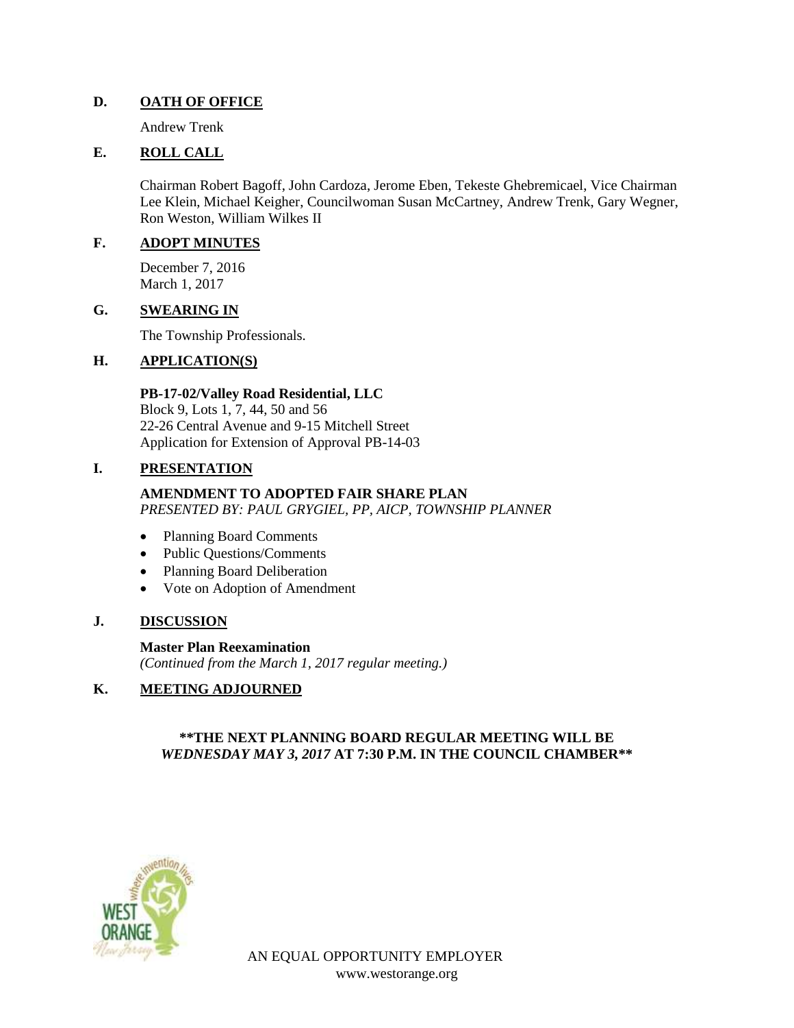**D. OATH OF OFFICE**

Andrew Trenk

**E. ROLL CALL**

Chairman Robert Bagoff, John Cardoza, Jerome Eben, Tekeste Ghebremicael, Vice Chairman Lee Klein, Michael Keigher, Councilwoman Susan McCartney, Andrew Trenk, Gary Wegner, Ron Weston, William Wilkes II

**F. ADOPT MINUTES**

December 7, 2016
March 1, 2017

**G. SWEARING IN**

The Township Professionals.

**H. APPLICATION(S)**

**PB-17-02/Valley Road Residential, LLC**
Block 9, Lots 1, 7, 44, 50 and 56
22-26 Central Avenue and 9-15 Mitchell Street
Application for Extension of Approval PB-14-03

**I. PRESENTATION**

**AMENDMENT TO ADOPTED FAIR SHARE PLAN**
*PRESENTED BY: PAUL GRYGIEL, PP, AICP, TOWNSHIP PLANNER*

- Planning Board Comments
- Public Questions/Comments
- Planning Board Deliberation
- Vote on Adoption of Amendment

**J. DISCUSSION**

**Master Plan Reexamination**
*(Continued from the March 1, 2017 regular meeting.)*

**K. MEETING ADJOURNED**

**\*\*THE NEXT PLANNING BOARD REGULAR MEETING WILL BE *WEDNESDAY MAY 3, 2017* AT 7:30 P.M. IN THE COUNCIL CHAMBER\*\***

AN EQUAL OPPORTUNITY EMPLOYER
www.westorange.org